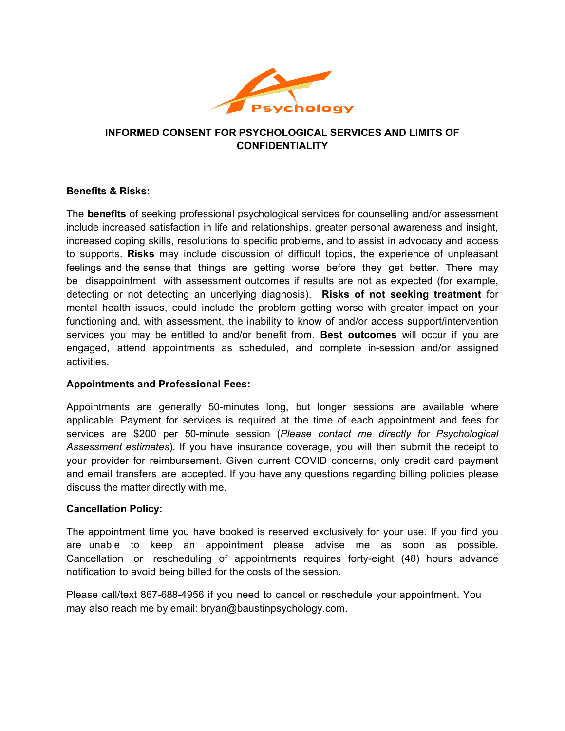Psychology

# INFORMED CONSENT FOR PSYCHOLOGICAL SERVICES AND LIMITS OF CONFIDENTIALITY

**Benefits & Risks:**

The **benefits** of seeking professional psychological services for counselling and/or assessment include increased satisfaction in life and relationships, greater personal awareness and insight, increased coping skills, resolutions to specific problems, and to assist in advocacy and access to supports. **Risks** may include discussion of difficult topics, the experience of unpleasant feelings and the sense that things are getting worse before they get better. There may be disappointment with assessment outcomes if results are not as expected (for example, detecting or not detecting an underlying diagnosis). **Risks of not seeking treatment** for mental health issues, could include the problem getting worse with greater impact on your functioning and, with assessment, the inability to know of and/or access support/intervention services you may be entitled to and/or benefit from. **Best outcomes** will occur if you are engaged, attend appointments as scheduled, and complete in-session and/or assigned activities.

**Appointments and Professional Fees:**

Appointments are generally 50-minutes long, but longer sessions are available where applicable. Payment for services is required at the time of each appointment and fees for services are $200 per 50-minute session (*Please contact me directly for Psychological Assessment estimates*). If you have insurance coverage, you will then submit the receipt to your provider for reimbursement. Given current COVID concerns, only credit card payment and email transfers are accepted. If you have any questions regarding billing policies please discuss the matter directly with me.

**Cancellation Policy:**

The appointment time you have booked is reserved exclusively for your use. If you find you are unable to keep an appointment please advise me as soon as possible. Cancellation or rescheduling of appointments requires forty-eight (48) hours advance notification to avoid being billed for the costs of the session.

Please call/text 867-688-4956 if you need to cancel or reschedule your appointment. You may also reach me by email: bryan@baustinpsychology.com.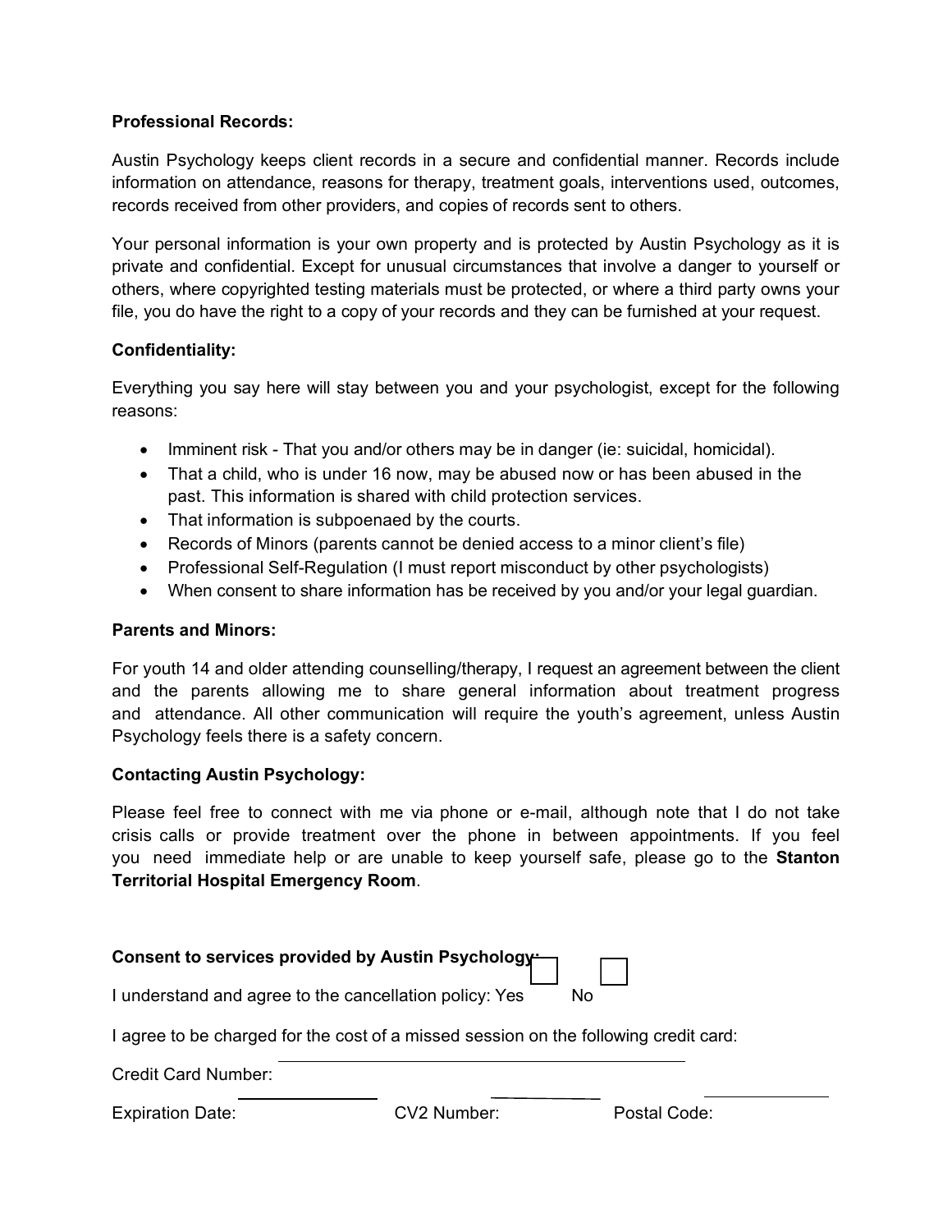**Professional Records:**

Austin Psychology keeps client records in a secure and confidential manner. Records include information on attendance, reasons for therapy, treatment goals, interventions used, outcomes, records received from other providers, and copies of records sent to others.

Your personal information is your own property and is protected by Austin Psychology as it is private and confidential. Except for unusual circumstances that involve a danger to yourself or others, where copyrighted testing materials must be protected, or where a third party owns your file, you do have the right to a copy of your records and they can be furnished at your request.

**Confidentiality:**

Everything you say here will stay between you and your psychologist, except for the following reasons:

- Imminent risk - That you and/or others may be in danger (ie: suicidal, homicidal).
- That a child, who is under 16 now, may be abused now or has been abused in the past. This information is shared with child protection services.
- That information is subpoenaed by the courts.
- Records of Minors (parents cannot be denied access to a minor client's file)
- Professional Self-Regulation (I must report misconduct by other psychologists)
- When consent to share information has be received by you and/or your legal guardian.

**Parents and Minors:**

For youth 14 and older attending counselling/therapy, I request an agreement between the client and the parents allowing me to share general information about treatment progress and attendance. All other communication will require the youth's agreement, unless Austin Psychology feels there is a safety concern.

**Contacting Austin Psychology:**

Please feel free to connect with me via phone or e-mail, although note that I do not take crisis calls or provide treatment over the phone in between appointments. If you feel you need immediate help or are unable to keep yourself safe, please go to the **Stanton Territorial Hospital Emergency Room**.

**Consent to services provided by Austin Psychology:**

I understand and agree to the cancellation policy: Yes ☐ No ☐

I agree to be charged for the cost of a missed session on the following credit card:

Credit Card Number: ______________________________

Expiration Date: ____________ CV2 Number: __________ Postal Code: ____________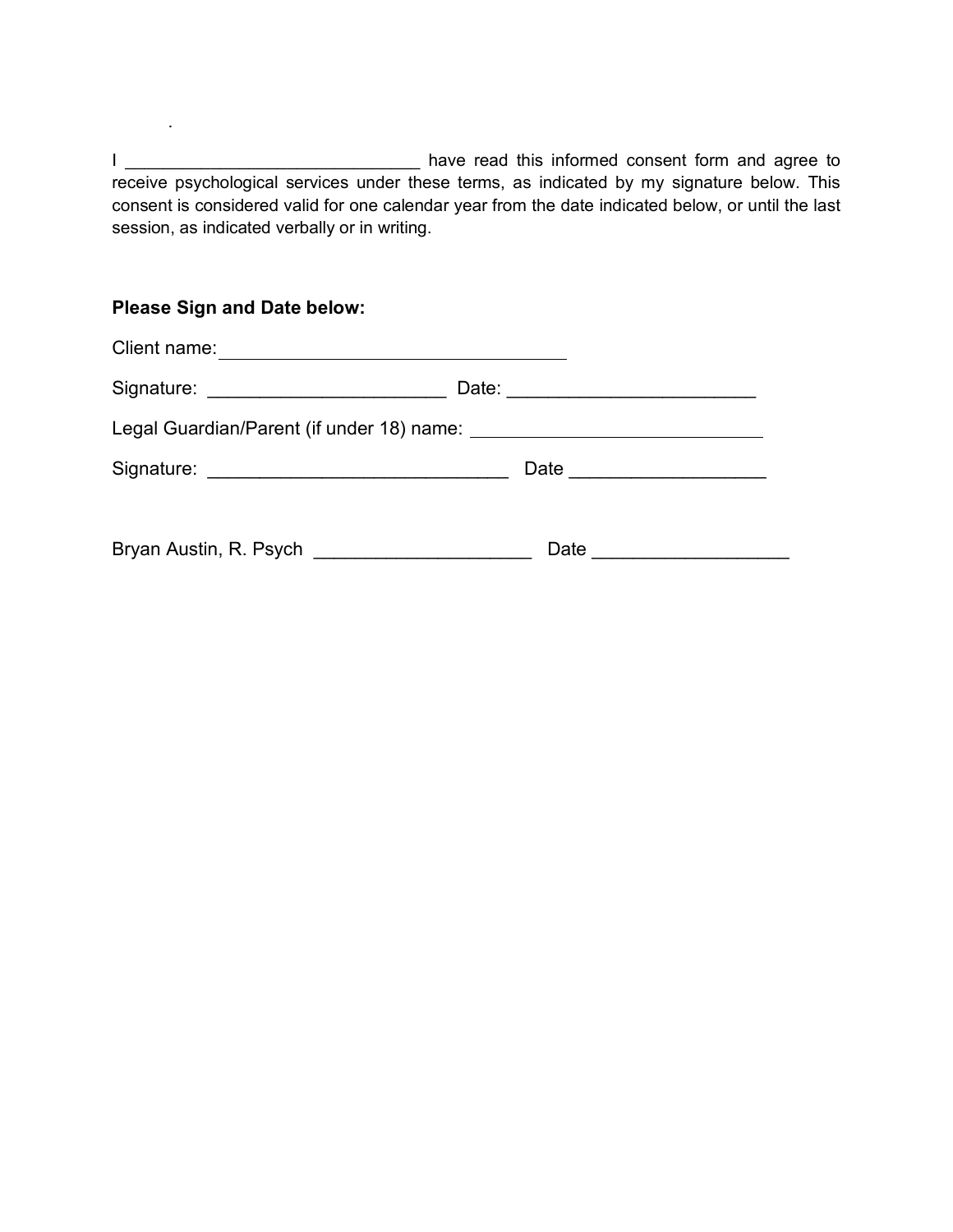.

I ______________________________ have read this informed consent form and agree to receive psychological services under these terms, as indicated by my signature below. This consent is considered valid for one calendar year from the date indicated below, or until the last session, as indicated verbally or in writing.

**Please Sign and Date below:**

Client name: ___________________________________

Signature: ________________________ Date: _________________________

Legal Guardian/Parent (if under 18) name: _____________________________

Signature: ______________________________ Date ___________________

Bryan Austin, R. Psych _____________________ Date ___________________